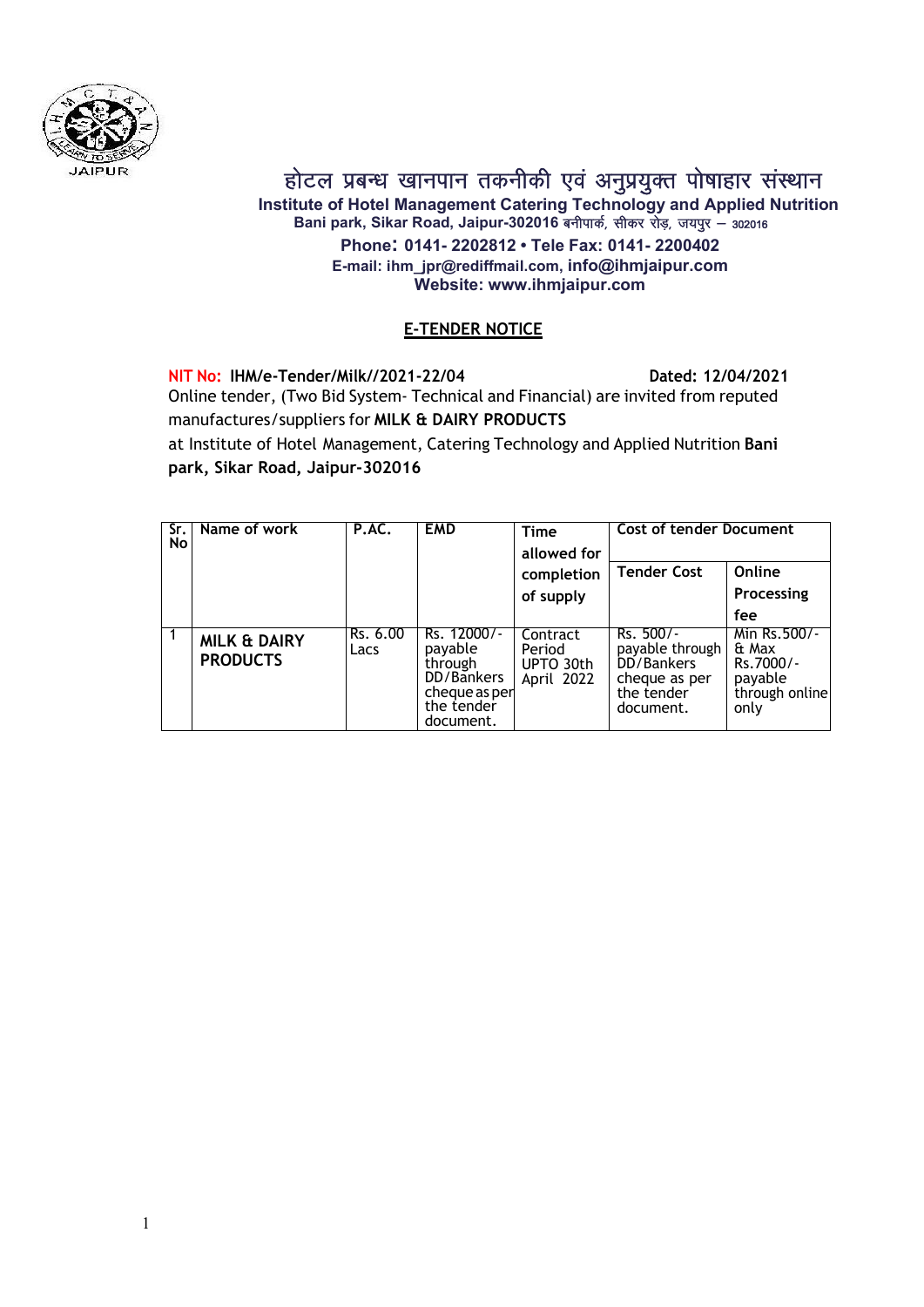# होटल प्रबन्ध खानपान तकनीकी एवं अनुप्रयुक्त पोषाहार संस्थान

**Institute of Hotel Management Catering Technology and Applied Nutrition**

**Bani park, Sikar Road, Jaipur-302016 बनीपार्क, सीकर रोड़, जयपुर – 302016**

**Phone: 0141- 2202812 • Tele Fax: 0141- 2200402**

**E-mail: ihm_jpr@rediffmail.com, info@ihmjaipur.com**

**Website: www.ihmjaipur.com**

## E-TENDER NOTICE

**NIT No: IHM/e-Tender/Milk//2021-22/04** **Dated: 12/04/2021**

Online tender, (Two Bid System- Technical and Financial) are invited from reputed manufactures/suppliers for **MILK & DAIRY PRODUCTS** at Institute of Hotel Management, Catering Technology and Applied Nutrition **Bani park, Sikar Road, Jaipur-302016**

| Sr. No | Name of work | P.AC. | EMD | Time allowed for completion of supply | Cost of tender Document | |
|---|---|---|---|---|---|---|
| | | | | | Tender Cost | Online Processing fee |
| 1 | **MILK & DAIRY PRODUCTS** | Rs. 6.00 Lacs | Rs. 12000/- payable through DD/Bankers cheque as per the tender document. | Contract Period UPTO 30th April 2022 | Rs. 500/- payable through DD/Bankers cheque as per the tender document. | Min Rs.500/- & Max Rs.7000/- payable through online only |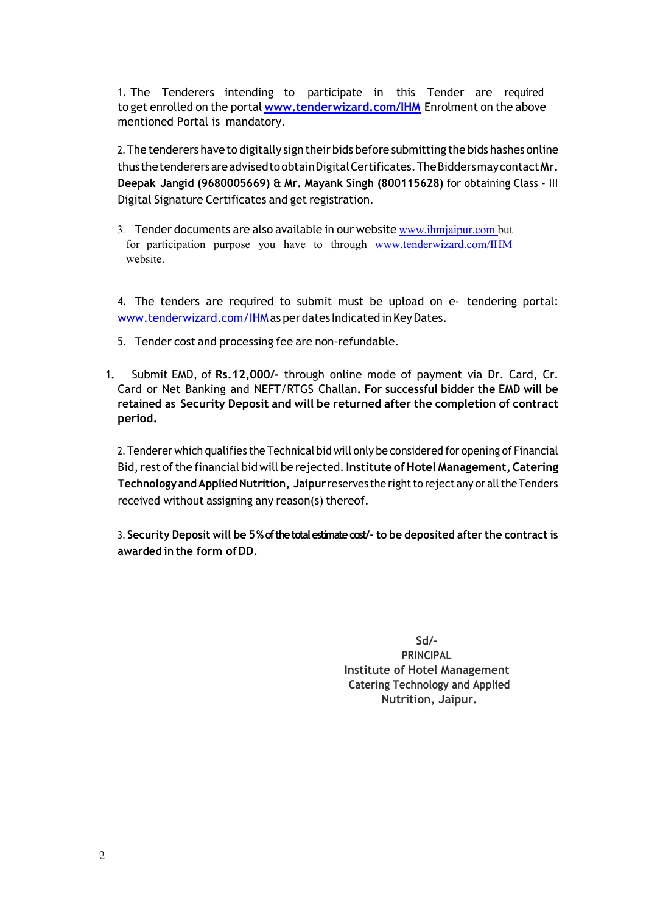1. The Tenderers intending to participate in this Tender are required to get enrolled on the portal **[www.tenderwizard.com/IHM](http://www.tenderwizard.com/IHM)** Enrolment on the above mentioned Portal is mandatory.

2. The tenderers have to digitally sign their bids before submitting the bids hashes online thus the tenderers are advised to obtain Digital Certificates. The Bidders may contact **Mr. Deepak Jangid (9680005669) & Mr. Mayank Singh (800115628)** for obtaining Class - III Digital Signature Certificates and get registration.

3. Tender documents are also available in our website www.ihmjaipur.com but for participation purpose you have to through www.tenderwizard.com/IHM website.

4. The tenders are required to submit must be upload on e- tendering portal: www.tenderwizard.com/IHM as per dates Indicated in Key Dates.

5. Tender cost and processing fee are non-refundable.

**1.** Submit EMD, of **Rs.12,000/-** through online mode of payment via Dr. Card, Cr. Card or Net Banking and NEFT/RTGS Challan**. For successful bidder the EMD will be retained as Security Deposit and will be returned after the completion of contract period.**

2. Tenderer which qualifies the Technical bid will only be considered for opening of Financial Bid, rest of the financial bid will be rejected. **Institute of Hotel Management, Catering Technology and Applied Nutrition, Jaipur** reserves the right to reject any or all the Tenders received without assigning any reason(s) thereof.

3. **Security Deposit will be 5% of the total estimate cost/- to be deposited after the contract is awarded in the form of DD**.

Sd/-
PRINCIPAL
Institute of Hotel Management
Catering Technology and Applied
Nutrition, Jaipur.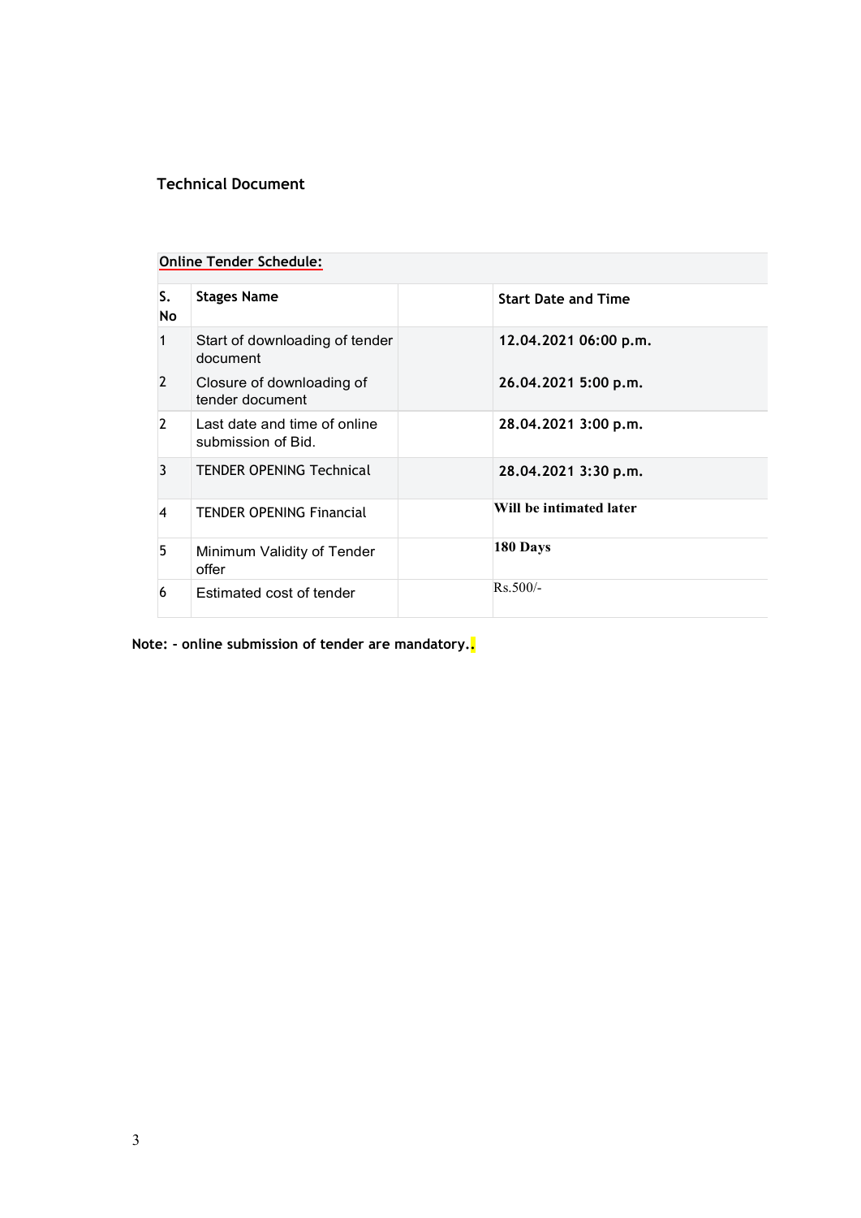**Technical Document**

**Online Tender Schedule:**

| S. No | Stages Name | | Start Date and Time |
|---|---|---|---|
| 1 | Start of downloading of tender document | | **12.04.2021 06:00 p.m.** |
| 2 | Closure of downloading of tender document | | **26.04.2021 5:00 p.m.** |
| 2 | Last date and time of online submission of Bid. | | **28.04.2021 3:00 p.m.** |
| 3 | TENDER OPENING Technical | | **28.04.2021 3:30 p.m.** |
| 4 | TENDER OPENING Financial | | **Will be intimated later** |
| 5 | Minimum Validity of Tender offer | | **180 Days** |
| 6 | Estimated cost of tender | | Rs.500/- |

**Note: - online submission of tender are mandatory..**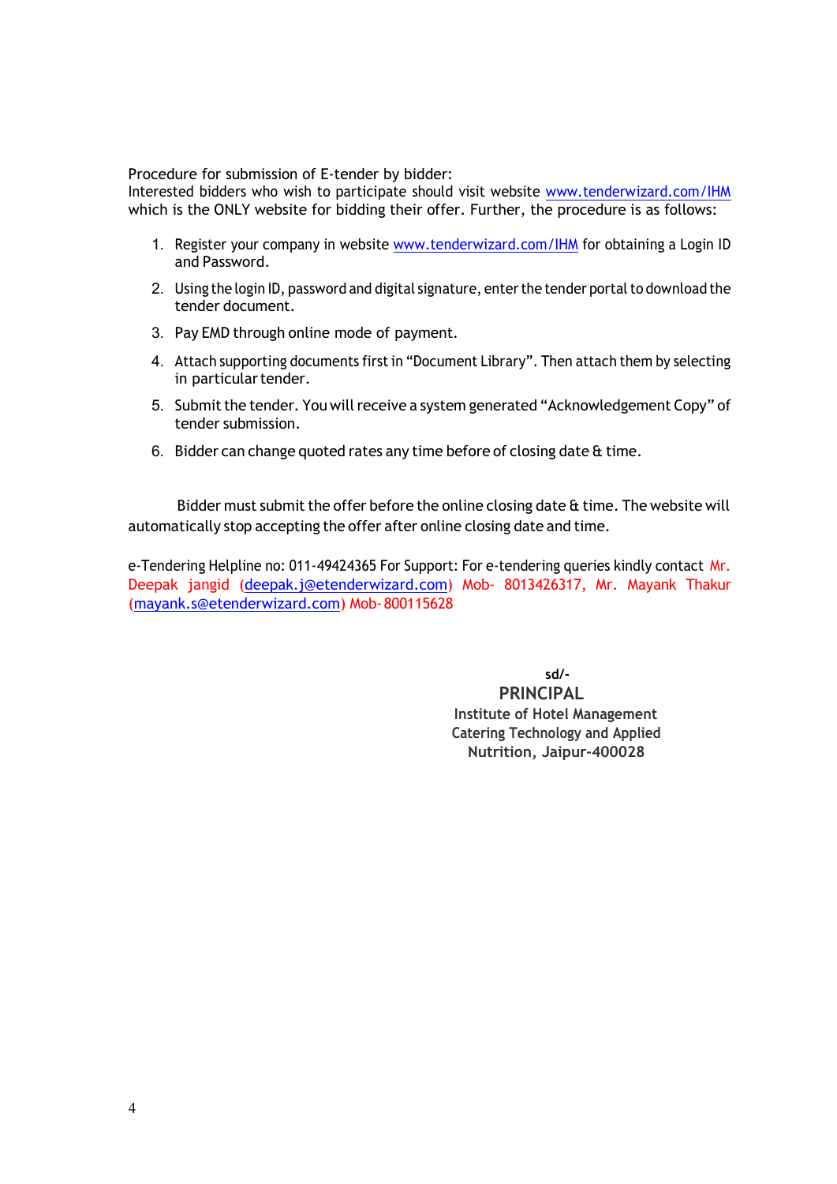Procedure for submission of E-tender by bidder:
Interested bidders who wish to participate should visit website www.tenderwizard.com/IHM which is the ONLY website for bidding their offer. Further, the procedure is as follows:

1. Register your company in website www.tenderwizard.com/IHM for obtaining a Login ID and Password.
2. Using the login ID, password and digital signature, enter the tender portal to download the tender document.
3. Pay EMD through online mode of payment.
4. Attach supporting documents first in "Document Library". Then attach them by selecting in particular tender.
5. Submit the tender. You will receive a system generated "Acknowledgement Copy" of tender submission.
6. Bidder can change quoted rates any time before of closing date & time.

Bidder must submit the offer before the online closing date & time. The website will automatically stop accepting the offer after online closing date and time.

e-Tendering Helpline no: 011-49424365 For Support: For e-tendering queries kindly contact Mr. Deepak jangid (deepak.j@etenderwizard.com) Mob- 8013426317, Mr. Mayank Thakur (mayank.s@etenderwizard.com) Mob- 800115628

**sd/-**
**PRINCIPAL**
**Institute of Hotel Management**
**Catering Technology and Applied**
**Nutrition, Jaipur-400028**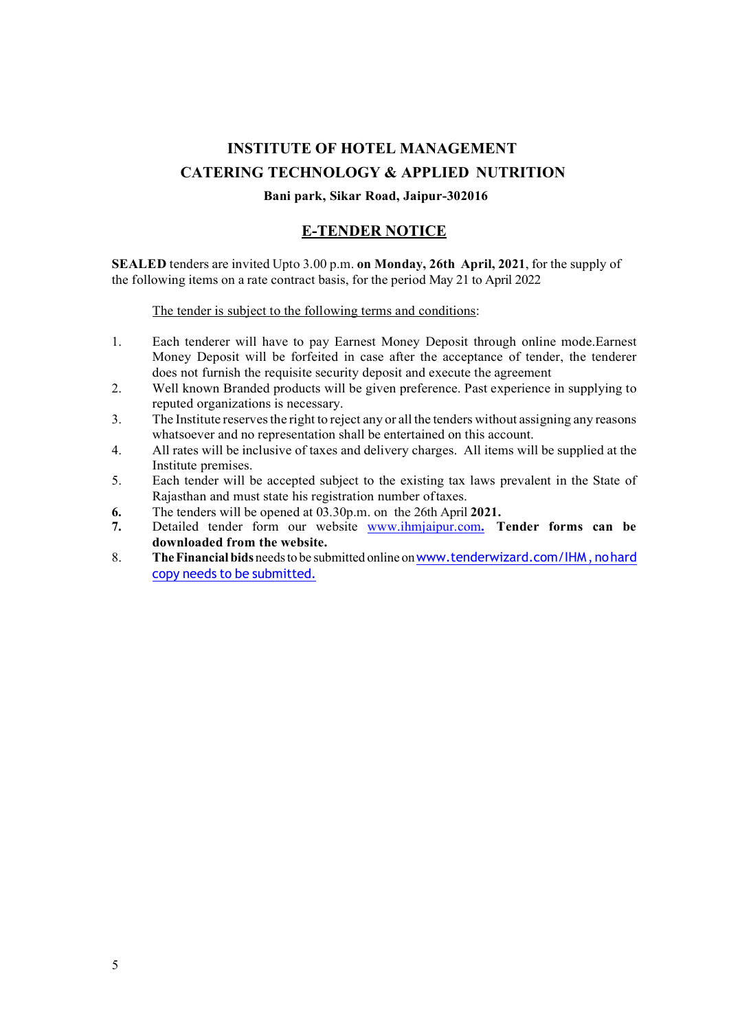# INSTITUTE OF HOTEL MANAGEMENT

## CATERING TECHNOLOGY & APPLIED NUTRITION

**Bani park, Sikar Road, Jaipur-302016**

## E-TENDER NOTICE

**SEALED** tenders are invited Upto 3.00 p.m. **on Monday, 26th April, 2021**, for the supply of the following items on a rate contract basis, for the period May 21 to April 2022

The tender is subject to the following terms and conditions:

1. Each tenderer will have to pay Earnest Money Deposit through online mode.Earnest Money Deposit will be forfeited in case after the acceptance of tender, the tenderer does not furnish the requisite security deposit and execute the agreement
2. Well known Branded products will be given preference. Past experience in supplying to reputed organizations is necessary.
3. The Institute reserves the right to reject any or all the tenders without assigning any reasons whatsoever and no representation shall be entertained on this account.
4. All rates will be inclusive of taxes and delivery charges. All items will be supplied at the Institute premises.
5. Each tender will be accepted subject to the existing tax laws prevalent in the State of Rajasthan and must state his registration number of taxes.
6. The tenders will be opened at 03.30p.m. on the 26th April **2021.**
7. Detailed tender form our website www.ihmjaipur.com**. Tender forms can be downloaded from the website.**
8. **The Financial bids** needs to be submitted online on www.tenderwizard.com/IHM , no hard copy needs to be submitted.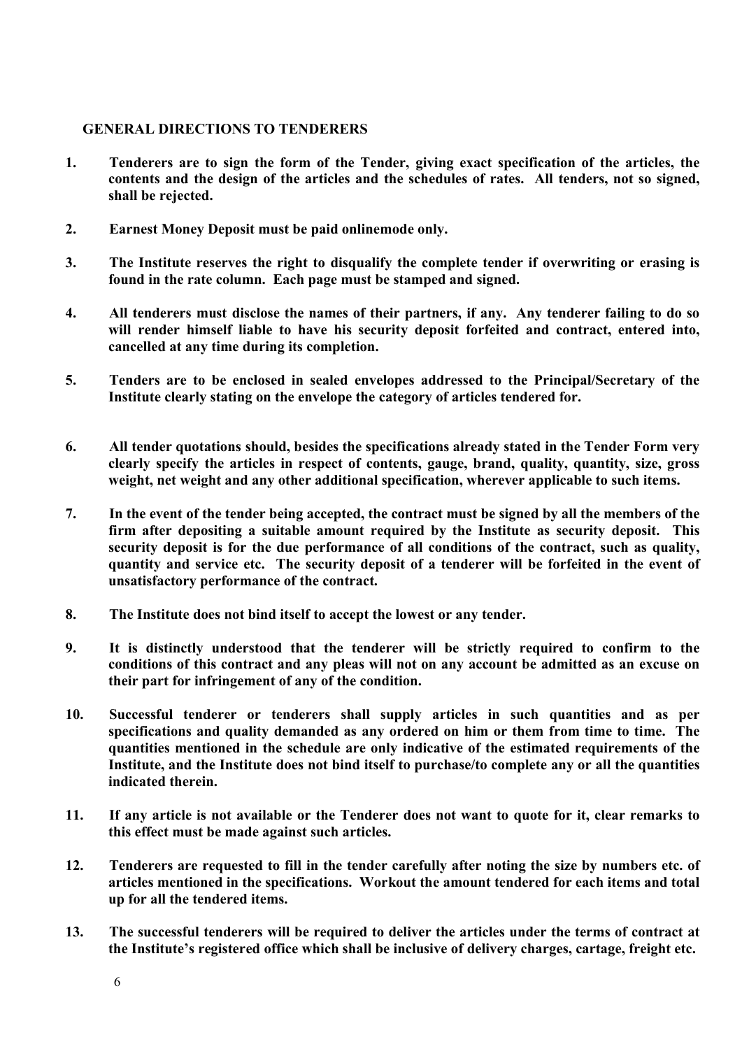## GENERAL DIRECTIONS TO TENDERERS

1. **Tenderers are to sign the form of the Tender, giving exact specification of the articles, the contents and the design of the articles and the schedules of rates. All tenders, not so signed, shall be rejected.**

2. **Earnest Money Deposit must be paid onlinemode only.**

3. **The Institute reserves the right to disqualify the complete tender if overwriting or erasing is found in the rate column. Each page must be stamped and signed.**

4. **All tenderers must disclose the names of their partners, if any. Any tenderer failing to do so will render himself liable to have his security deposit forfeited and contract, entered into, cancelled at any time during its completion.**

5. **Tenders are to be enclosed in sealed envelopes addressed to the Principal/Secretary of the Institute clearly stating on the envelope the category of articles tendered for.**

6. **All tender quotations should, besides the specifications already stated in the Tender Form very clearly specify the articles in respect of contents, gauge, brand, quality, quantity, size, gross weight, net weight and any other additional specification, wherever applicable to such items.**

7. **In the event of the tender being accepted, the contract must be signed by all the members of the firm after depositing a suitable amount required by the Institute as security deposit. This security deposit is for the due performance of all conditions of the contract, such as quality, quantity and service etc. The security deposit of a tenderer will be forfeited in the event of unsatisfactory performance of the contract.**

8. **The Institute does not bind itself to accept the lowest or any tender.**

9. **It is distinctly understood that the tenderer will be strictly required to confirm to the conditions of this contract and any pleas will not on any account be admitted as an excuse on their part for infringement of any of the condition.**

10. **Successful tenderer or tenderers shall supply articles in such quantities and as per specifications and quality demanded as any ordered on him or them from time to time. The quantities mentioned in the schedule are only indicative of the estimated requirements of the Institute, and the Institute does not bind itself to purchase/to complete any or all the quantities indicated therein.**

11. **If any article is not available or the Tenderer does not want to quote for it, clear remarks to this effect must be made against such articles.**

12. **Tenderers are requested to fill in the tender carefully after noting the size by numbers etc. of articles mentioned in the specifications. Workout the amount tendered for each items and total up for all the tendered items.**

13. **The successful tenderers will be required to deliver the articles under the terms of contract at the Institute's registered office which shall be inclusive of delivery charges, cartage, freight etc.**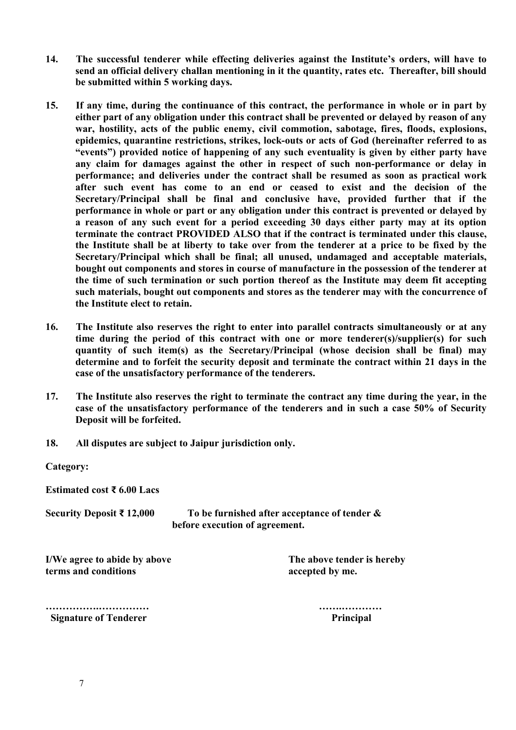**14. The successful tenderer while effecting deliveries against the Institute's orders, will have to send an official delivery challan mentioning in it the quantity, rates etc. Thereafter, bill should be submitted within 5 working days.**

**15. If any time, during the continuance of this contract, the performance in whole or in part by either part of any obligation under this contract shall be prevented or delayed by reason of any war, hostility, acts of the public enemy, civil commotion, sabotage, fires, floods, explosions, epidemics, quarantine restrictions, strikes, lock-outs or acts of God (hereinafter referred to as "events") provided notice of happening of any such eventuality is given by either party have any claim for damages against the other in respect of such non-performance or delay in performance; and deliveries under the contract shall be resumed as soon as practical work after such event has come to an end or ceased to exist and the decision of the Secretary/Principal shall be final and conclusive have, provided further that if the performance in whole or part or any obligation under this contract is prevented or delayed by a reason of any such event for a period exceeding 30 days either party may at its option terminate the contract PROVIDED ALSO that if the contract is terminated under this clause, the Institute shall be at liberty to take over from the tenderer at a price to be fixed by the Secretary/Principal which shall be final; all unused, undamaged and acceptable materials, bought out components and stores in course of manufacture in the possession of the tenderer at the time of such termination or such portion thereof as the Institute may deem fit accepting such materials, bought out components and stores as the tenderer may with the concurrence of the Institute elect to retain.**

**16. The Institute also reserves the right to enter into parallel contracts simultaneously or at any time during the period of this contract with one or more tenderer(s)/supplier(s) for such quantity of such item(s) as the Secretary/Principal (whose decision shall be final) may determine and to forfeit the security deposit and terminate the contract within 21 days in the case of the unsatisfactory performance of the tenderers.**

**17. The Institute also reserves the right to terminate the contract any time during the year, in the case of the unsatisfactory performance of the tenderers and in such a case 50% of Security Deposit will be forfeited.**

**18. All disputes are subject to Jaipur jurisdiction only.**

**Category:**

**Estimated cost ₹ 6.00 Lacs**

**Security Deposit ₹ 12,000** **To be furnished after acceptance of tender & before execution of agreement.**

| **I/We agree to abide by above terms and conditions** | **The above tender is hereby accepted by me.** |
|---|---|
| ………………………… | ……………… |
| **Signature of Tenderer** | **Principal** |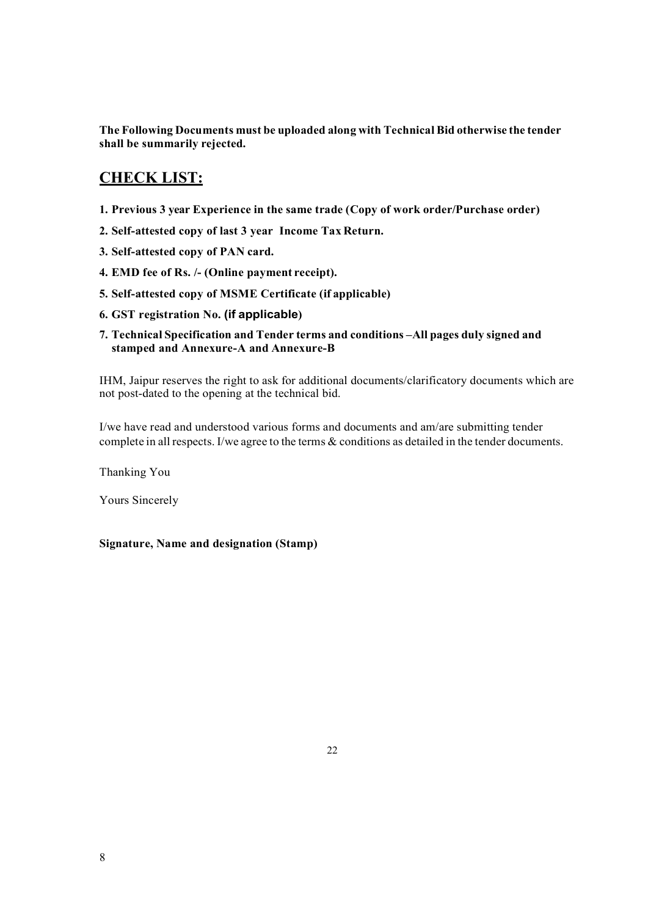**The Following Documents must be uploaded along with Technical Bid otherwise the tender shall be summarily rejected.**

## CHECK LIST:

1. **Previous 3 year Experience in the same trade (Copy of work order/Purchase order)**
2. **Self-attested copy of last 3 year Income Tax Return.**
3. **Self-attested copy of PAN card.**
4. **EMD fee of Rs. /- (Online payment receipt).**
5. **Self-attested copy of MSME Certificate (if applicable)**
6. **GST registration No. (if applicable)**
7. **Technical Specification and Tender terms and conditions –All pages duly signed and stamped and Annexure-A and Annexure-B**

IHM, Jaipur reserves the right to ask for additional documents/clarificatory documents which are not post-dated to the opening at the technical bid.

I/we have read and understood various forms and documents and am/are submitting tender complete in all respects. I/we agree to the terms & conditions as detailed in the tender documents.

Thanking You

Yours Sincerely

**Signature, Name and designation (Stamp)**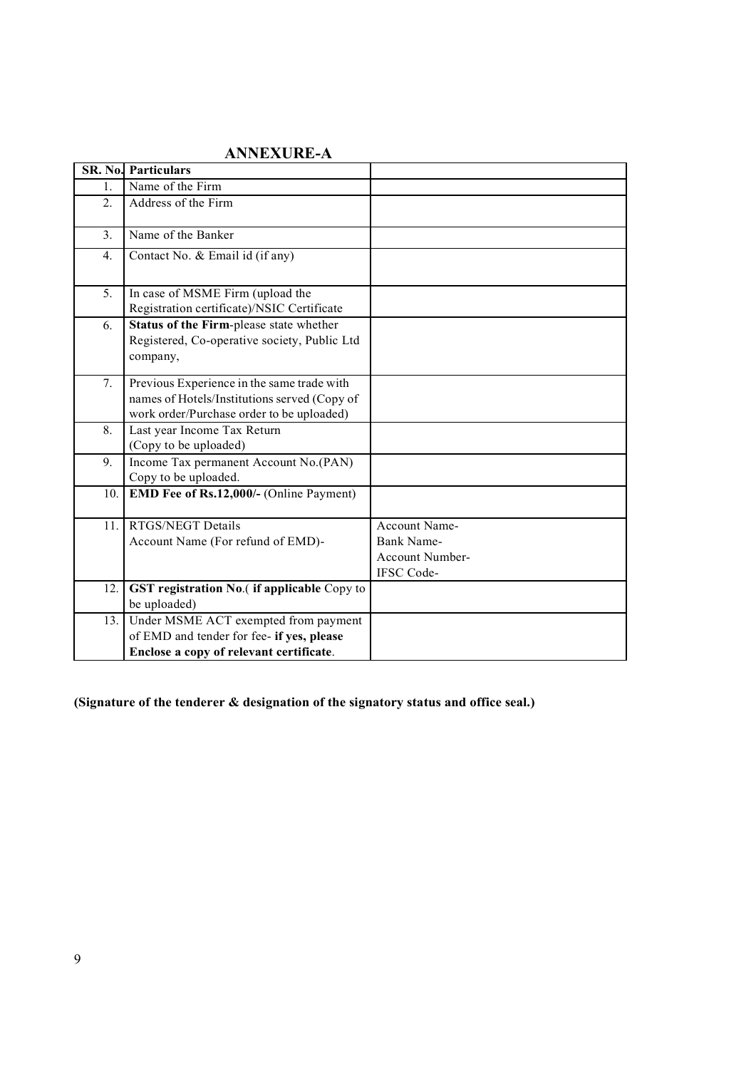## ANNEXURE-A

| SR. No. | Particulars | |
|---|---|---|
| 1. | Name of the Firm | |
| 2. | Address of the Firm | |
| 3. | Name of the Banker | |
| 4. | Contact No. & Email id (if any) | |
| 5. | In case of MSME Firm (upload the Registration certificate)/NSIC Certificate | |
| 6. | **Status of the Firm**-please state whether Registered, Co-operative society, Public Ltd company, | |
| 7. | Previous Experience in the same trade with names of Hotels/Institutions served (Copy of work order/Purchase order to be uploaded) | |
| 8. | Last year Income Tax Return (Copy to be uploaded) | |
| 9. | Income Tax permanent Account No.(PAN) Copy to be uploaded. | |
| 10. | **EMD Fee of Rs.12,000/-** (Online Payment) | |
| 11. | RTGS/NEGT Details<br>Account Name (For refund of EMD)- | Account Name-<br>Bank Name-<br>Account Number-<br>IFSC Code- |
| 12. | **GST registration No**.( **if applicable** Copy to be uploaded) | |
| 13. | Under MSME ACT exempted from payment of EMD and tender for fee- **if yes, please Enclose a copy of relevant certificate**. | |

**(Signature of the tenderer & designation of the signatory status and office seal.)**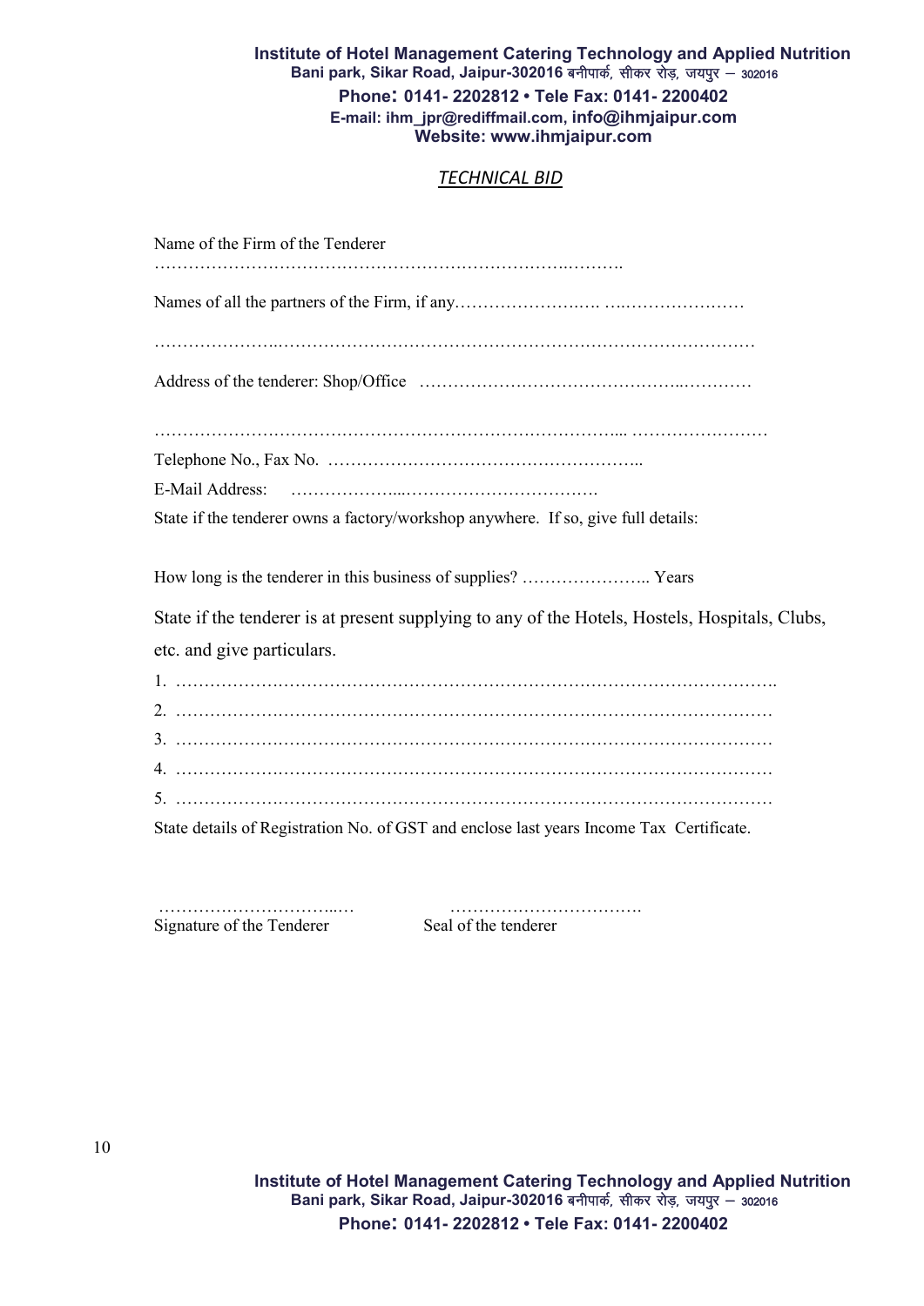**Institute of Hotel Management Catering Technology and Applied Nutrition**
**Bani park, Sikar Road, Jaipur-302016 बनीपार्क, सीकर रोड़, जयपुर – 302016**
**Phone: 0141- 2202812 • Tele Fax: 0141- 2200402**
**E-mail: ihm_jpr@rediffmail.com, info@ihmjaipur.com**
**Website: www.ihmjaipur.com**

## *TECHNICAL BID*

Name of the Firm of the Tenderer

……………………………………………………………………….……….

Names of all the partners of the Firm, if any……………………..…. …..…………………

…………………..………………………………………………………………….…………

Address of the tenderer: Shop/Office ….……………….……………………..…………

……………………………………………………………………….... ……………………

Telephone No., Fax No. ………………………………………………..

E-Mail Address: ………………....…………………………….

State if the tenderer owns a factory/workshop anywhere. If so, give full details:

How long is the tenderer in this business of supplies? ………………….. Years

State if the tenderer is at present supplying to any of the Hotels, Hostels, Hospitals, Clubs, etc. and give particulars.

1. ………………………………………………………………………………………….
2. ………………………………………………………………………………………….
3. ………………………………………………………………………………………….
4. ………………………………………………………………………………………….
5. ………………………………………………………………………………………….

State details of Registration No. of GST and enclose last years Income Tax Certificate.

…………………………...… …………………………….
Signature of the Tenderer Seal of the tenderer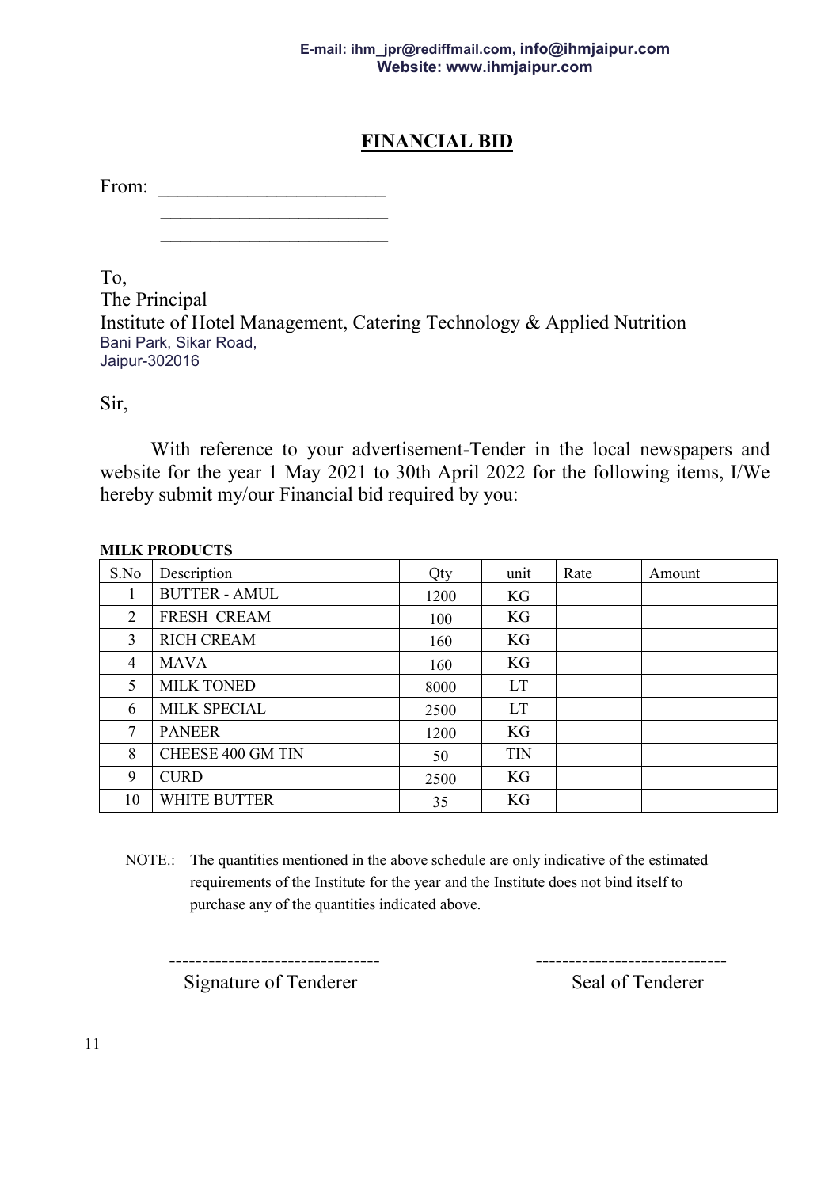E-mail: ihm_jpr@rediffmail.com, info@ihmjaipur.com
Website: www.ihmjaipur.com

# FINANCIAL BID

From: ______________________
______________________
______________________

To,
The Principal
Institute of Hotel Management, Catering Technology & Applied Nutrition
Bani Park, Sikar Road,
Jaipur-302016

Sir,

With reference to your advertisement-Tender in the local newspapers and website for the year 1 May 2021 to 30th April 2022 for the following items, I/We hereby submit my/our Financial bid required by you:

**MILK PRODUCTS**

| S.No | Description | Qty | unit | Rate | Amount |
|---|---|---|---|---|---|
| 1 | BUTTER - AMUL | 1200 | KG | | |
| 2 | FRESH CREAM | 100 | KG | | |
| 3 | RICH CREAM | 160 | KG | | |
| 4 | MAVA | 160 | KG | | |
| 5 | MILK TONED | 8000 | LT | | |
| 6 | MILK SPECIAL | 2500 | LT | | |
| 7 | PANEER | 1200 | KG | | |
| 8 | CHEESE 400 GM TIN | 50 | TIN | | |
| 9 | CURD | 2500 | KG | | |
| 10 | WHITE BUTTER | 35 | KG | | |

NOTE.: The quantities mentioned in the above schedule are only indicative of the estimated requirements of the Institute for the year and the Institute does not bind itself to purchase any of the quantities indicated above.

-------------------------------- Signature of Tenderer

---------------------------- Seal of Tenderer